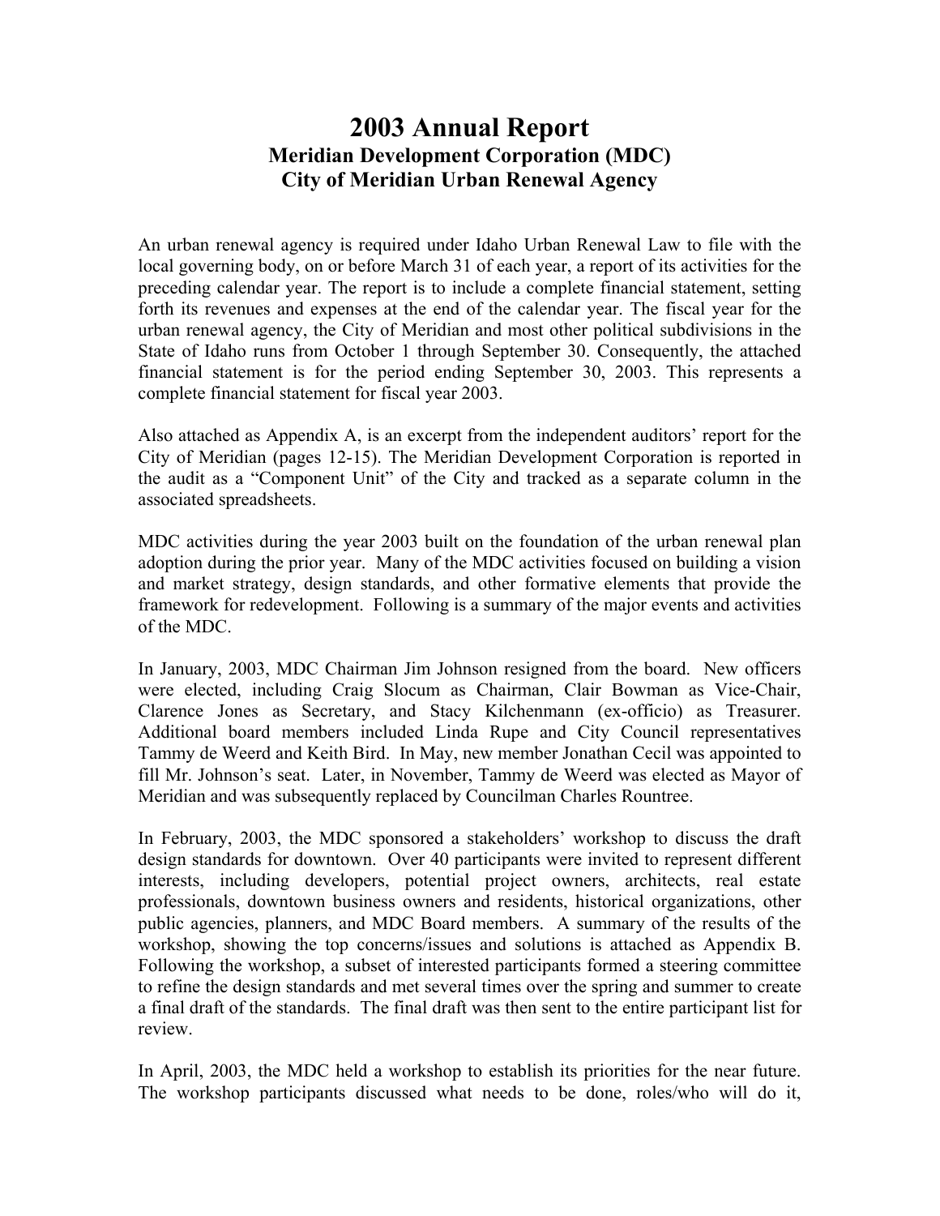# 2003 Annual Report

## Meridian Development Corporation (MDC)

## City of Meridian Urban Renewal Agency

An urban renewal agency is required under Idaho Urban Renewal Law to file with the local governing body, on or before March 31 of each year, a report of its activities for the preceding calendar year. The report is to include a complete financial statement, setting forth its revenues and expenses at the end of the calendar year. The fiscal year for the urban renewal agency, the City of Meridian and most other political subdivisions in the State of Idaho runs from October 1 through September 30. Consequently, the attached financial statement is for the period ending September 30, 2003. This represents a complete financial statement for fiscal year 2003.

Also attached as Appendix A, is an excerpt from the independent auditors' report for the City of Meridian (pages 12-15). The Meridian Development Corporation is reported in the audit as a "Component Unit" of the City and tracked as a separate column in the associated spreadsheets.

MDC activities during the year 2003 built on the foundation of the urban renewal plan adoption during the prior year. Many of the MDC activities focused on building a vision and market strategy, design standards, and other formative elements that provide the framework for redevelopment. Following is a summary of the major events and activities of the MDC.

In January, 2003, MDC Chairman Jim Johnson resigned from the board. New officers were elected, including Craig Slocum as Chairman, Clair Bowman as Vice-Chair, Clarence Jones as Secretary, and Stacy Kilchenmann (ex-officio) as Treasurer. Additional board members included Linda Rupe and City Council representatives Tammy de Weerd and Keith Bird. In May, new member Jonathan Cecil was appointed to fill Mr. Johnson's seat. Later, in November, Tammy de Weerd was elected as Mayor of Meridian and was subsequently replaced by Councilman Charles Rountree.

In February, 2003, the MDC sponsored a stakeholders' workshop to discuss the draft design standards for downtown. Over 40 participants were invited to represent different interests, including developers, potential project owners, architects, real estate professionals, downtown business owners and residents, historical organizations, other public agencies, planners, and MDC Board members. A summary of the results of the workshop, showing the top concerns/issues and solutions is attached as Appendix B. Following the workshop, a subset of interested participants formed a steering committee to refine the design standards and met several times over the spring and summer to create a final draft of the standards. The final draft was then sent to the entire participant list for review.

In April, 2003, the MDC held a workshop to establish its priorities for the near future. The workshop participants discussed what needs to be done, roles/who will do it,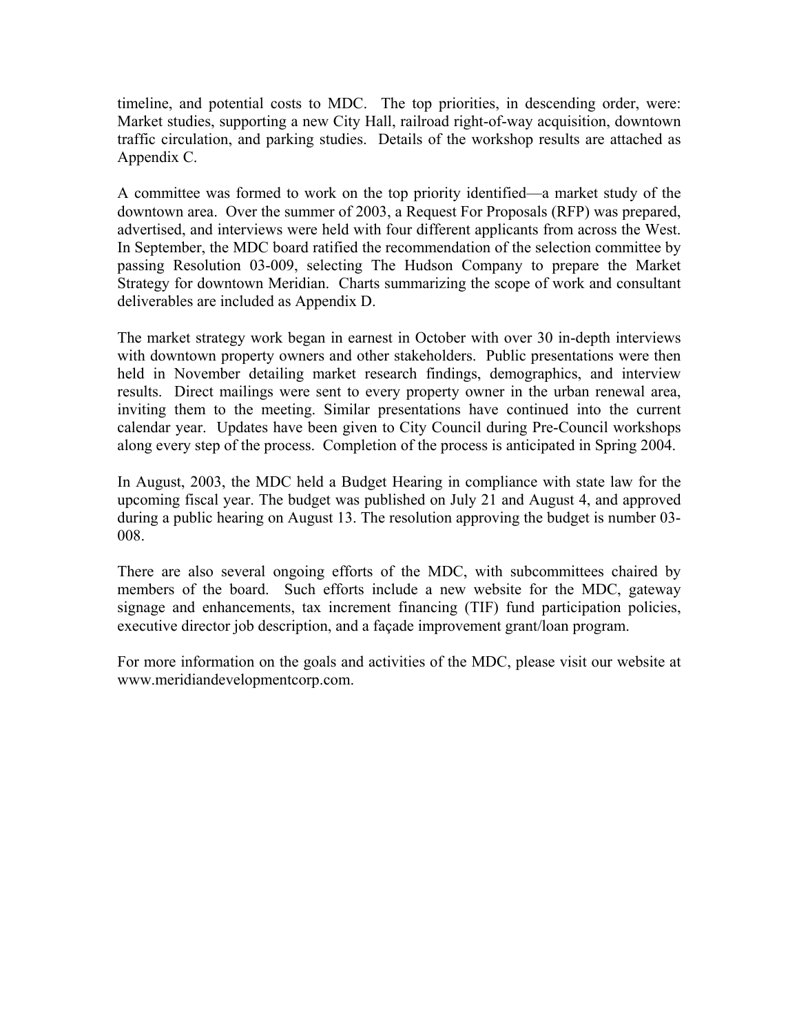timeline, and potential costs to MDC. The top priorities, in descending order, were: Market studies, supporting a new City Hall, railroad right-of-way acquisition, downtown traffic circulation, and parking studies. Details of the workshop results are attached as Appendix C.

A committee was formed to work on the top priority identified—a market study of the downtown area. Over the summer of 2003, a Request For Proposals (RFP) was prepared, advertised, and interviews were held with four different applicants from across the West. In September, the MDC board ratified the recommendation of the selection committee by passing Resolution 03-009, selecting The Hudson Company to prepare the Market Strategy for downtown Meridian. Charts summarizing the scope of work and consultant deliverables are included as Appendix D.

The market strategy work began in earnest in October with over 30 in-depth interviews with downtown property owners and other stakeholders. Public presentations were then held in November detailing market research findings, demographics, and interview results. Direct mailings were sent to every property owner in the urban renewal area, inviting them to the meeting. Similar presentations have continued into the current calendar year. Updates have been given to City Council during Pre-Council workshops along every step of the process. Completion of the process is anticipated in Spring 2004.

In August, 2003, the MDC held a Budget Hearing in compliance with state law for the upcoming fiscal year. The budget was published on July 21 and August 4, and approved during a public hearing on August 13. The resolution approving the budget is number 03-008.

There are also several ongoing efforts of the MDC, with subcommittees chaired by members of the board. Such efforts include a new website for the MDC, gateway signage and enhancements, tax increment financing (TIF) fund participation policies, executive director job description, and a façade improvement grant/loan program.

For more information on the goals and activities of the MDC, please visit our website at www.meridiandevelopmentcorp.com.